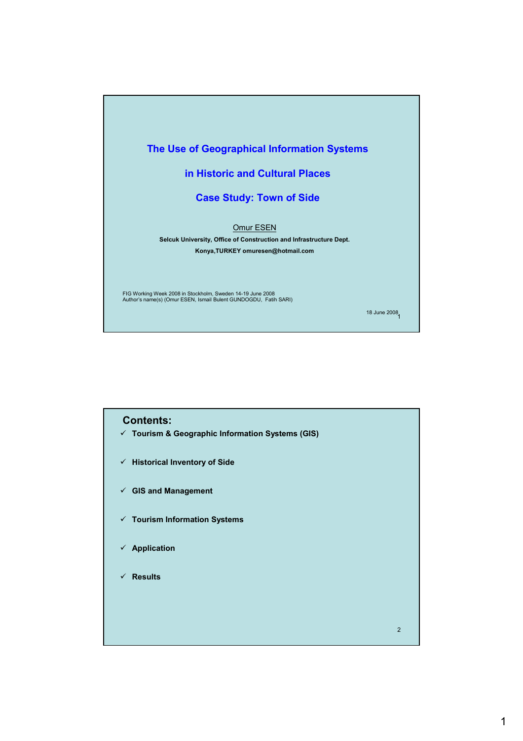# The Use of Geographical Information Systems in Historic and Cultural Places

## Case Study: Town of Side

Omur ESEN

**Selcuk University, Office of Construction and Infrastructure Dept.**

**Konya,TURKEY omuresen@hotmail.com**

FIG Working Week 2008 in Stockholm, Sweden 14-19 June 2008
Author's name(s) (Omur ESEN, Ismail Bulent GUNDOGDU, Fatih SARI)

18 June 2008

## Contents:

- ✓ **Tourism & Geographic Information Systems (GIS)**
- ✓ **Historical Inventory of Side**
- ✓ **GIS and Management**
- ✓ **Tourism Information Systems**
- ✓ **Application**
- ✓ **Results**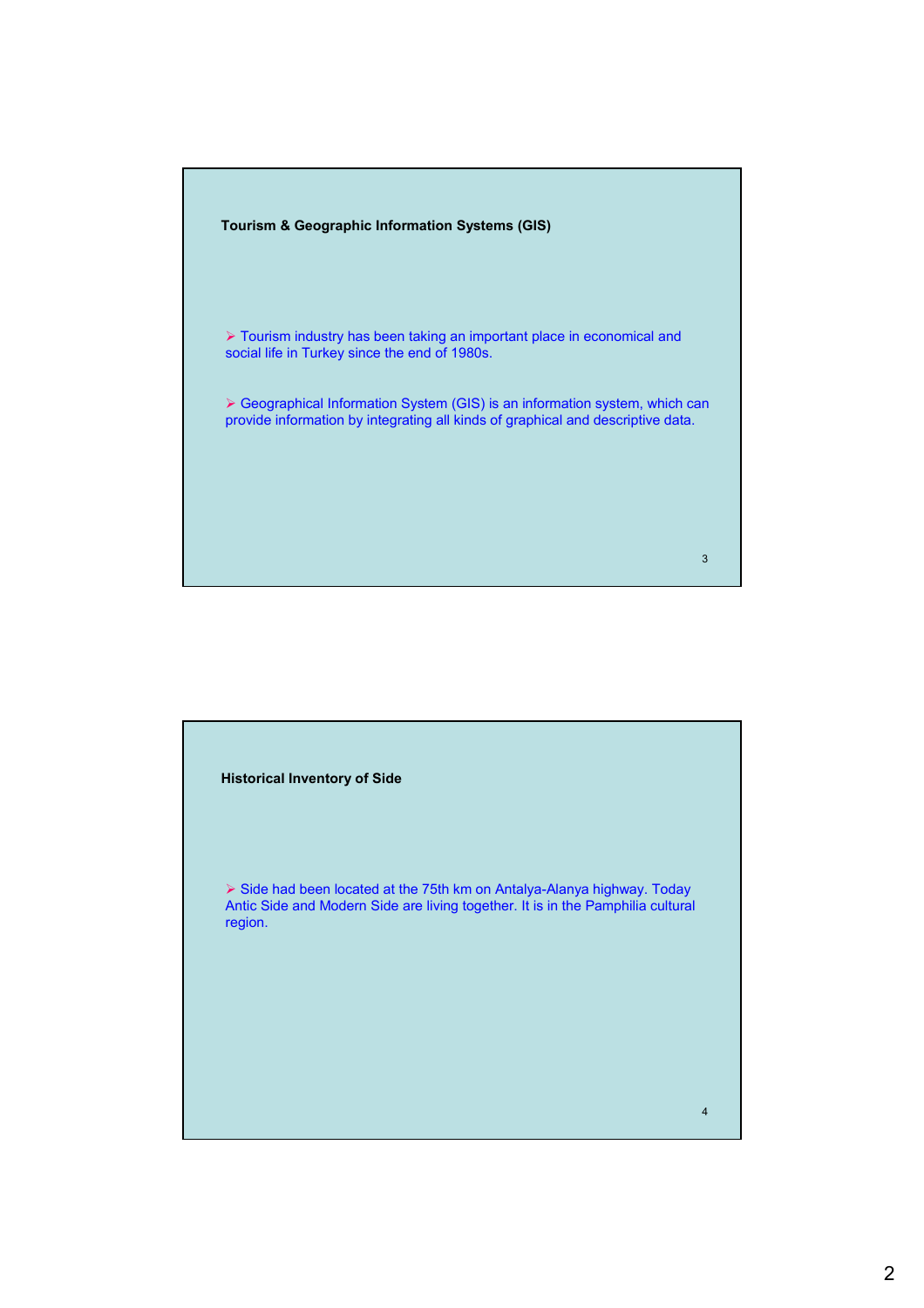## Tourism & Geographic Information Systems (GIS)

- Tourism industry has been taking an important place in economical and social life in Turkey since the end of 1980s.

- Geographical Information System (GIS) is an information system, which can provide information by integrating all kinds of graphical and descriptive data.

## Historical Inventory of Side

- Side had been located at the 75th km on Antalya-Alanya highway. Today Antic Side and Modern Side are living together. It is in the Pamphilia cultural region.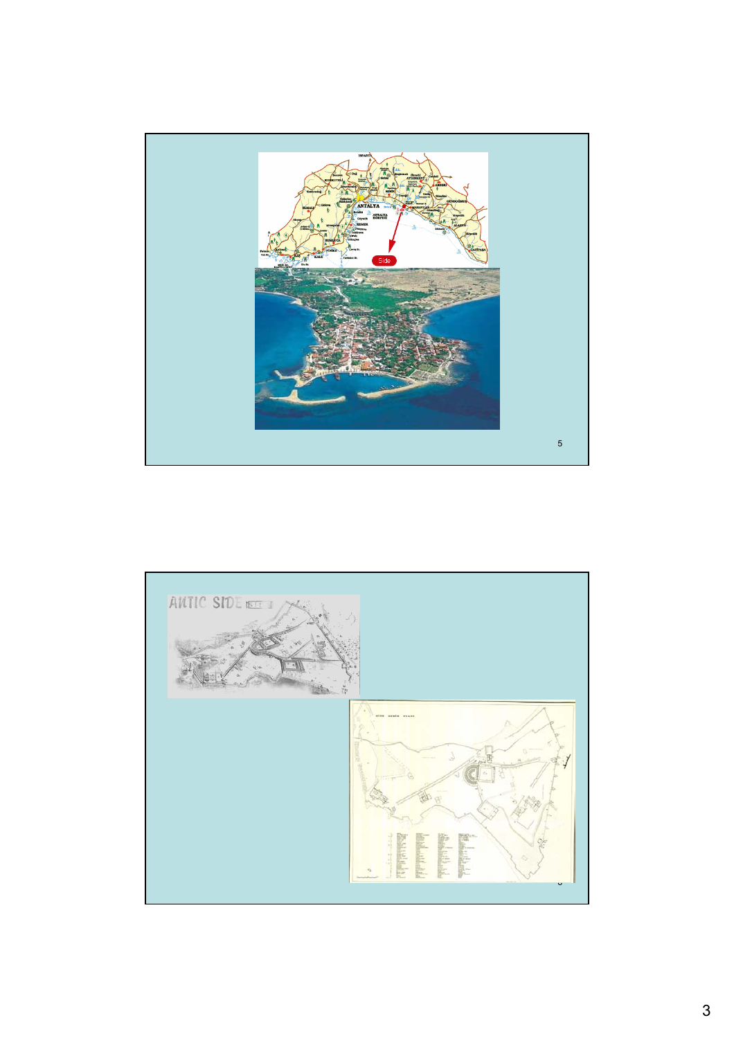Side

ANTIC SIDE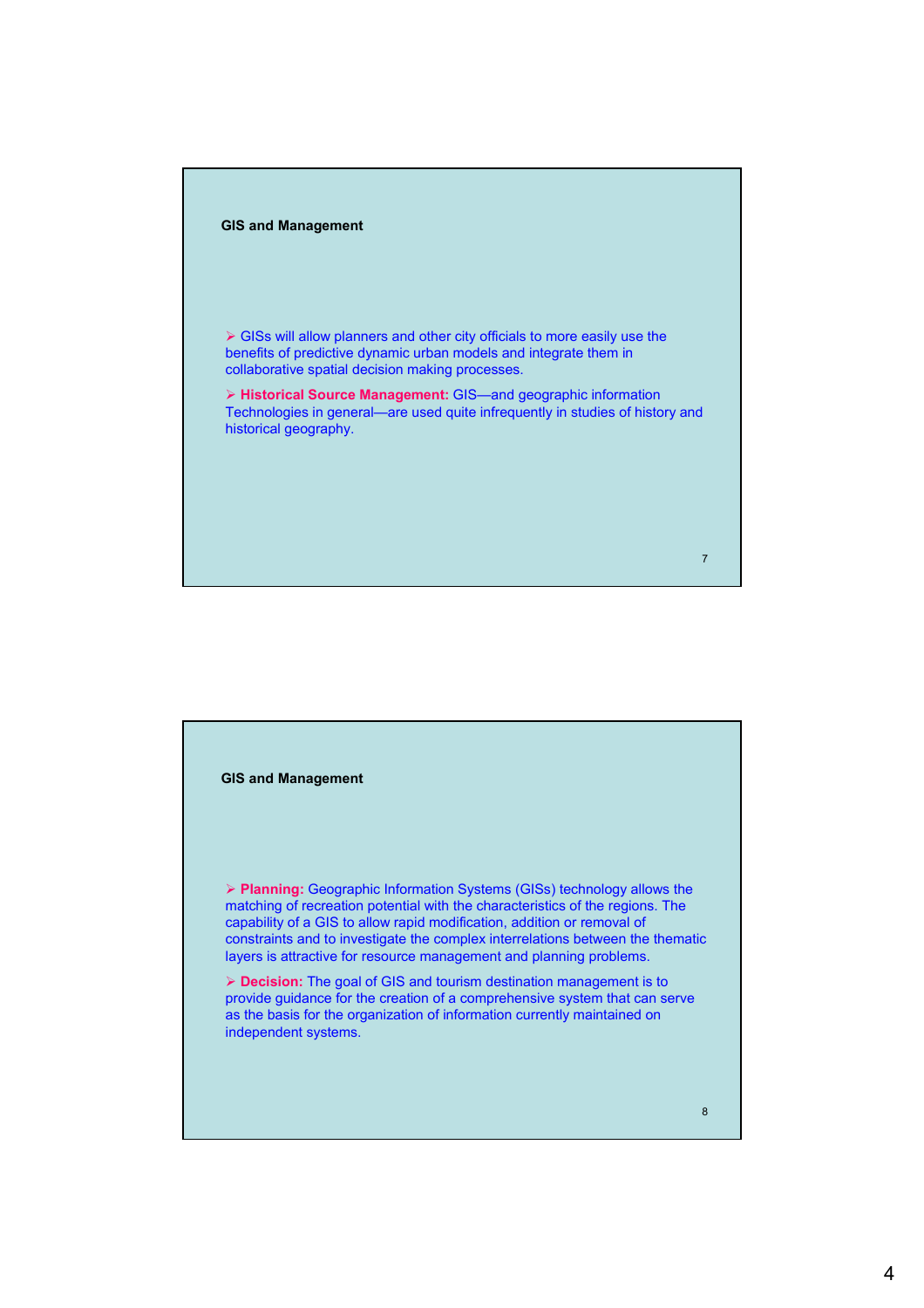## GIS and Management

- GISs will allow planners and other city officials to more easily use the benefits of predictive dynamic urban models and integrate them in collaborative spatial decision making processes.
- **Historical Source Management:** GIS—and geographic information Technologies in general—are used quite infrequently in studies of history and historical geography.

## GIS and Management

- **Planning:** Geographic Information Systems (GISs) technology allows the matching of recreation potential with the characteristics of the regions. The capability of a GIS to allow rapid modification, addition or removal of constraints and to investigate the complex interrelations between the thematic layers is attractive for resource management and planning problems.
- **Decision:** The goal of GIS and tourism destination management is to provide guidance for the creation of a comprehensive system that can serve as the basis for the organization of information currently maintained on independent systems.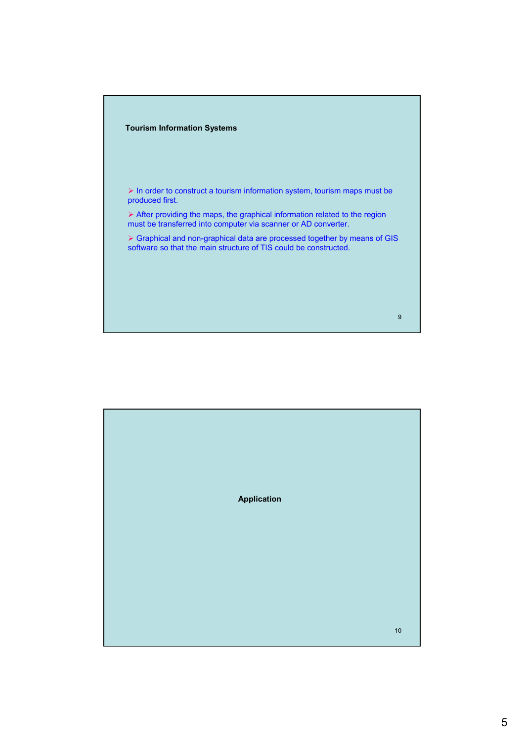## Tourism Information Systems

- In order to construct a tourism information system, tourism maps must be produced first.
- After providing the maps, the graphical information related to the region must be transferred into computer via scanner or AD converter.
- Graphical and non-graphical data are processed together by means of GIS software so that the main structure of TIS could be constructed.

## Application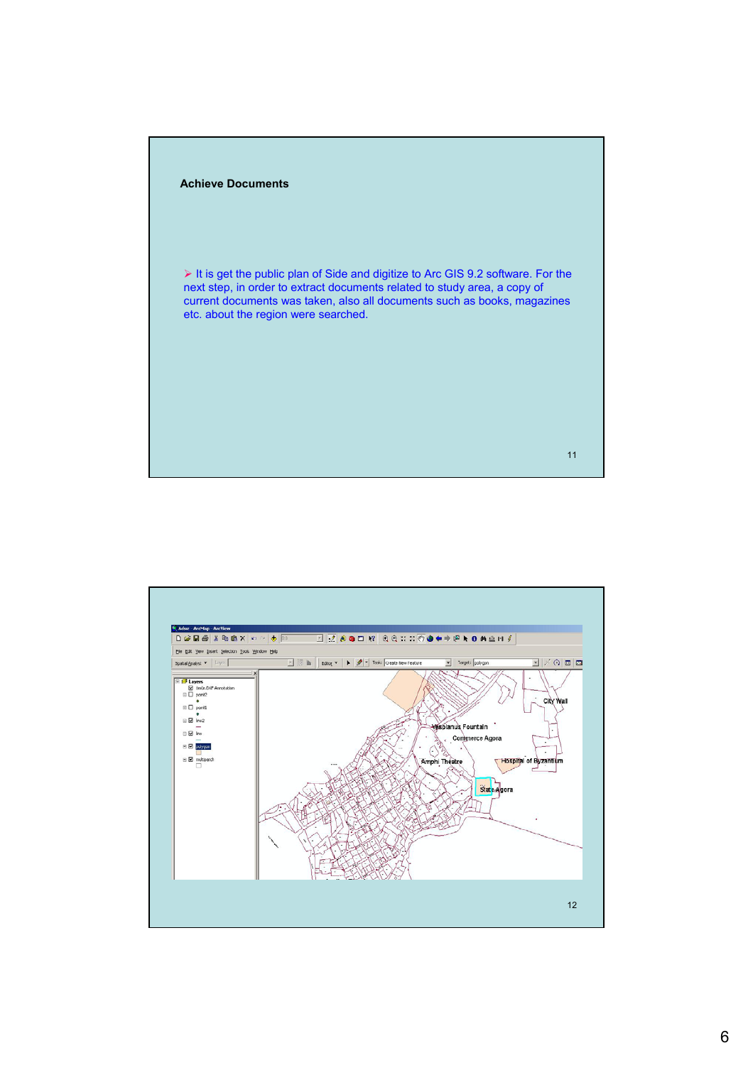## Achieve Documents

- It is get the public plan of Side and digitize to Arc GIS 9.2 software. For the next step, in order to extract documents related to study area, a copy of current documents was taken, also all documents such as books, magazines etc. about the region were searched.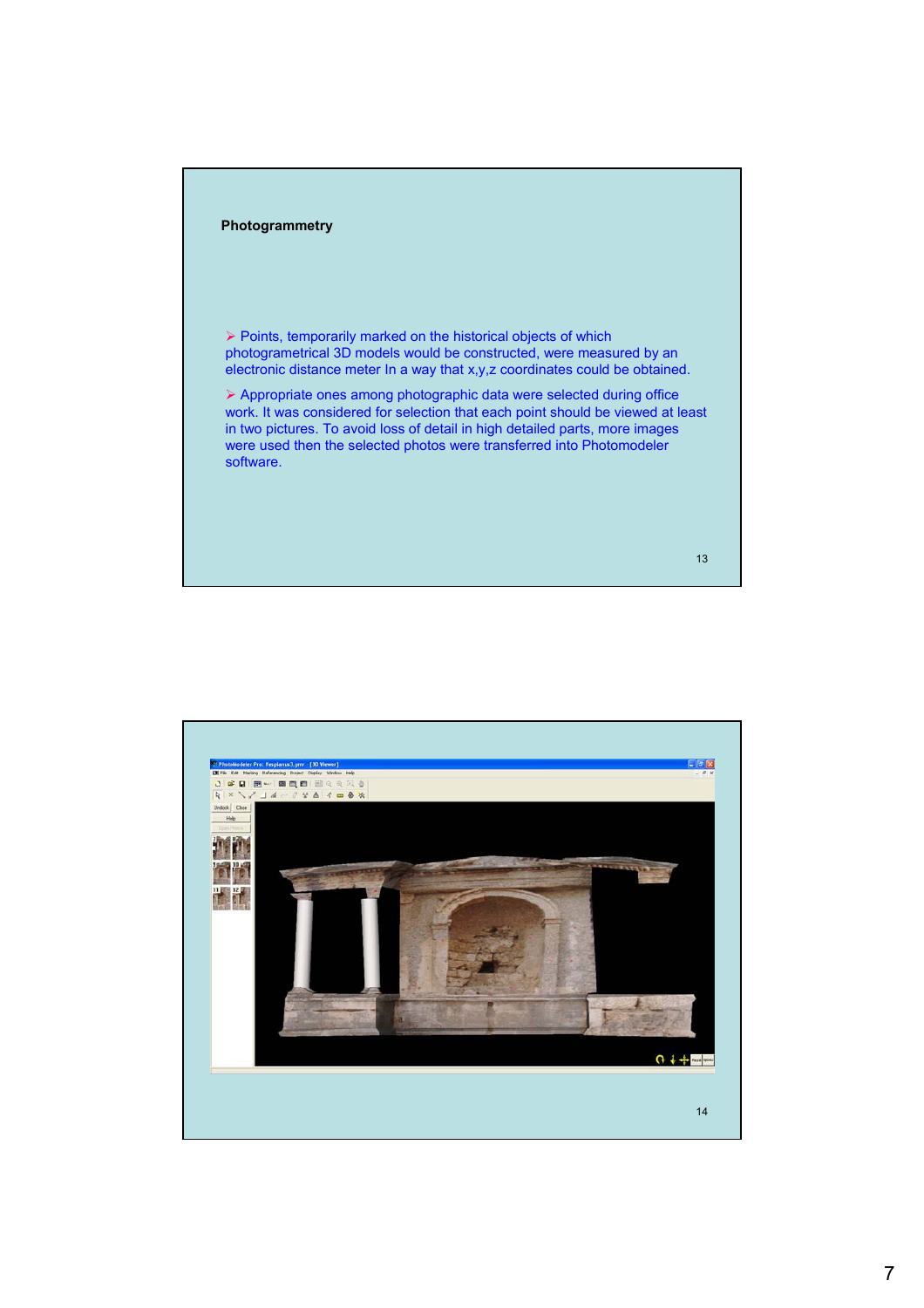## Photogrammetry

- Points, temporarily marked on the historical objects of which photogrammetrical 3D models would be constructed, were measured by an electronic distance meter In a way that x,y,z coordinates could be obtained.
- Appropriate ones among photographic data were selected during office work. It was considered for selection that each point should be viewed at least in two pictures. To avoid loss of detail in high detailed parts, more images were used then the selected photos were transferred into Photomodeler software.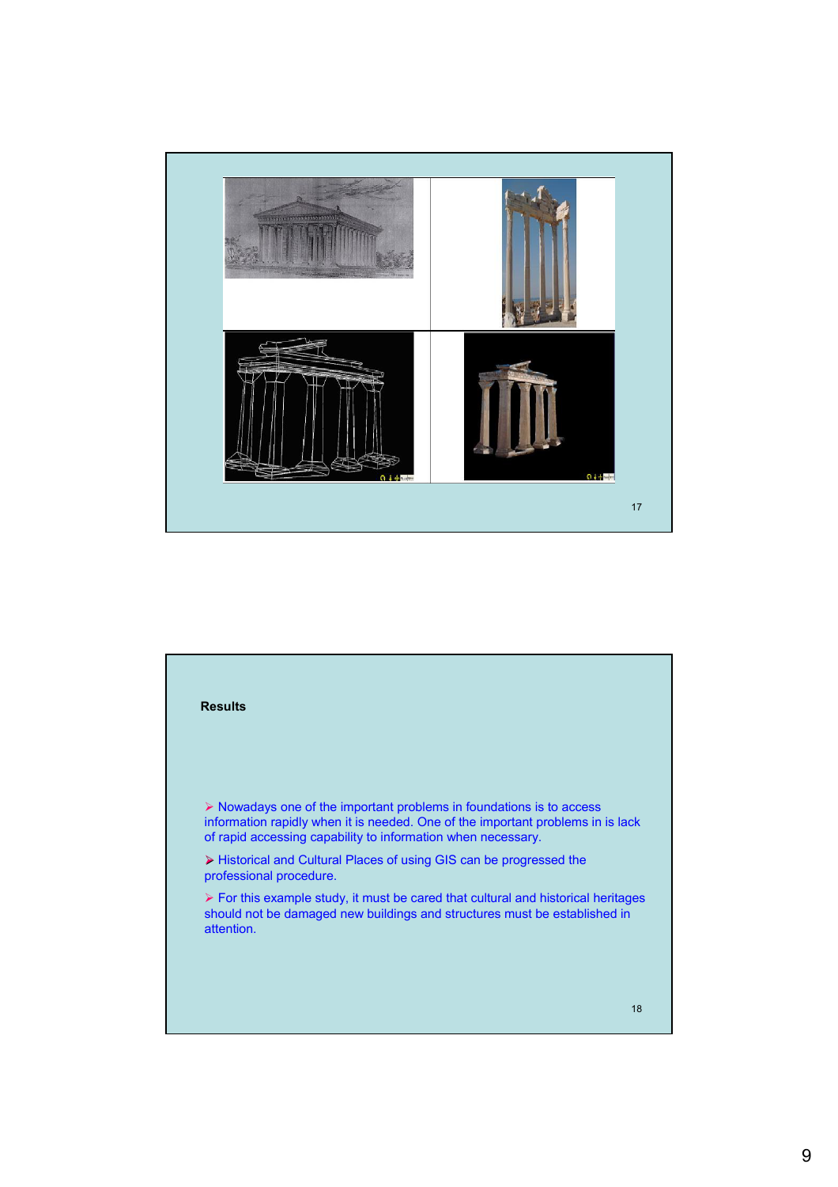## Results

- Nowadays one of the important problems in foundations is to access information rapidly when it is needed. One of the important problems in is lack of rapid accessing capability to information when necessary.
- Historical and Cultural Places of using GIS can be progressed the professional procedure.
- For this example study, it must be cared that cultural and historical heritages should not be damaged new buildings and structures must be established in attention.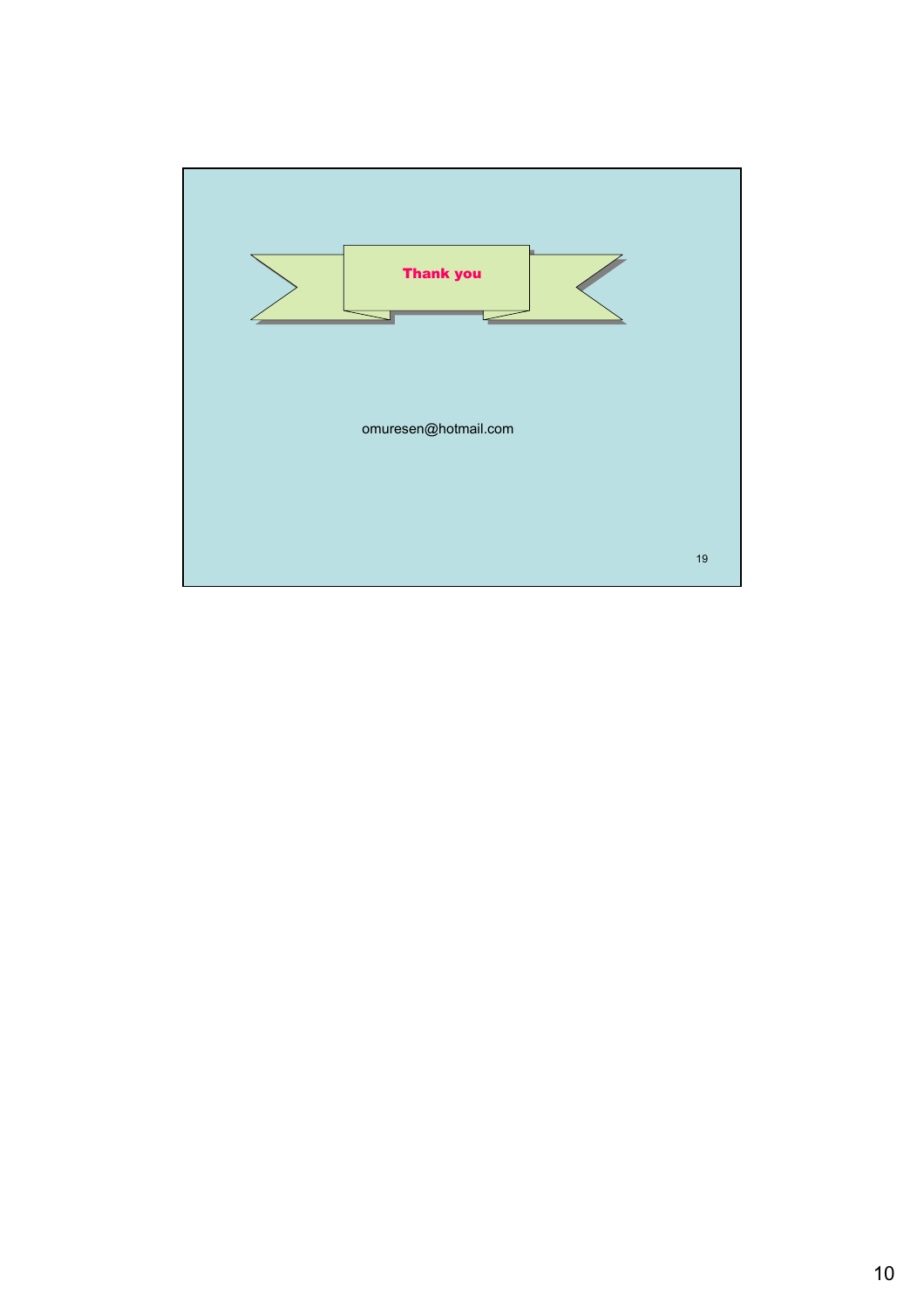**Thank you**

omuresen@hotmail.com